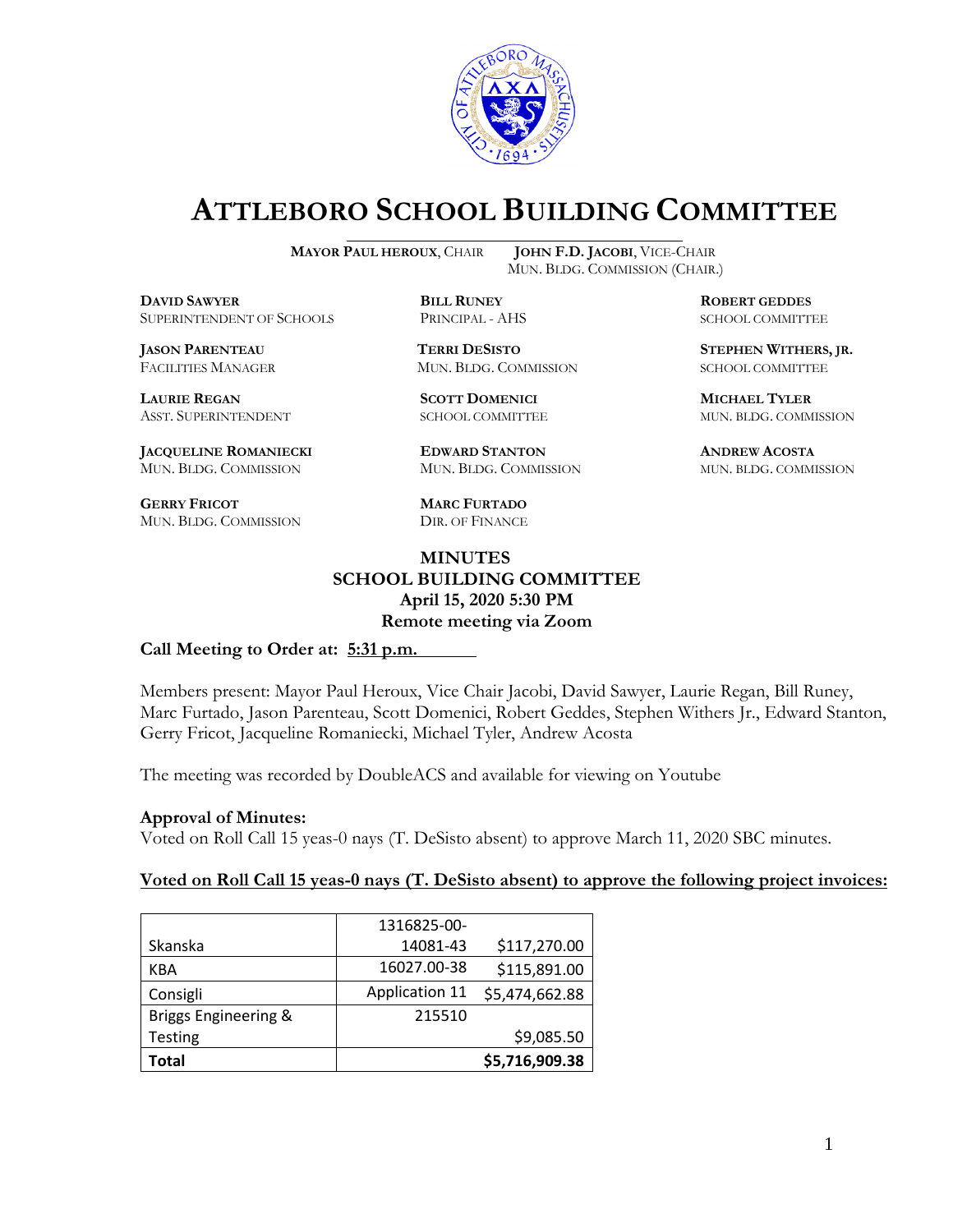# ATTLEBORO SCHOOL BUILDING COMMITTEE

**MAYOR PAUL HEROUX**, CHAIR  **JOHN F.D. JACOBI**, VICE-CHAIR
MUN. BLDG. COMMISSION (CHAIR.)

**DAVID SAWYER**
SUPERINTENDENT OF SCHOOLS

**BILL RUNEY**
PRINCIPAL - AHS

**ROBERT GEDDES**
SCHOOL COMMITTEE

**JASON PARENTEAU**
FACILITIES MANAGER

**TERRI DESISTO**
MUN. BLDG. COMMISSION

**STEPHEN WITHERS, JR.**
SCHOOL COMMITTEE

**LAURIE REGAN**
ASST. SUPERINTENDENT

**SCOTT DOMENICI**
SCHOOL COMMITTEE

**MICHAEL TYLER**
MUN. BLDG. COMMISSION

**JACQUELINE ROMANIECKI**
MUN. BLDG. COMMISSION

**EDWARD STANTON**
MUN. BLDG. COMMISSION

**ANDREW ACOSTA**
MUN. BLDG. COMMISSION

**GERRY FRICOT**
MUN. BLDG. COMMISSION

**MARC FURTADO**
DIR. OF FINANCE

**MINUTES**
**SCHOOL BUILDING COMMITTEE**
**April 15, 2020 5:30 PM**
**Remote meeting via Zoom**

**Call Meeting to Order at: 5:31 p.m.**

Members present: Mayor Paul Heroux, Vice Chair Jacobi, David Sawyer, Laurie Regan, Bill Runey, Marc Furtado, Jason Parenteau, Scott Domenici, Robert Geddes, Stephen Withers Jr., Edward Stanton, Gerry Fricot, Jacqueline Romaniecki, Michael Tyler, Andrew Acosta

The meeting was recorded by DoubleACS and available for viewing on Youtube

**Approval of Minutes:**
Voted on Roll Call 15 yeas-0 nays (T. DeSisto absent) to approve March 11, 2020 SBC minutes.

**Voted on Roll Call 15 yeas-0 nays (T. DeSisto absent) to approve the following project invoices:**

| | | |
|---|---|---|
| Skanska | 1316825-00-14081-43 | $117,270.00 |
| KBA | 16027.00-38 | $115,891.00 |
| Consigli | Application 11 | $5,474,662.88 |
| Briggs Engineering & Testing | 215510 | $9,085.50 |
| **Total** | | **$5,716,909.38** |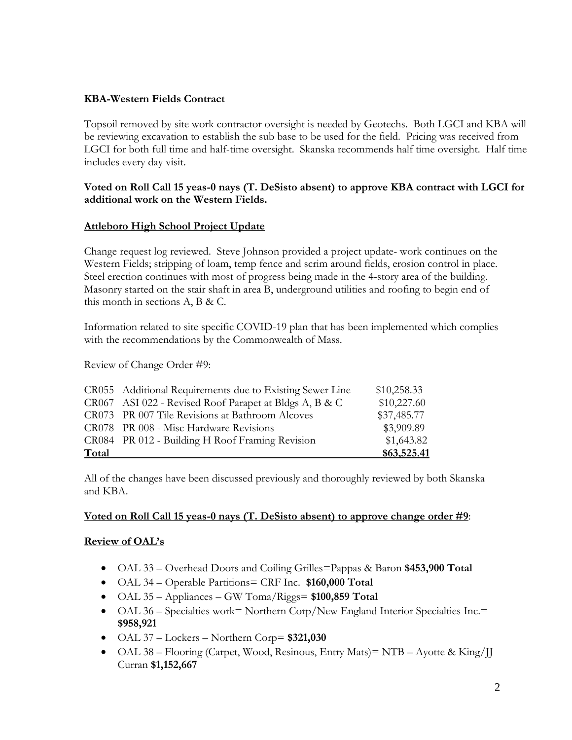**KBA-Western Fields Contract**

Topsoil removed by site work contractor oversight is needed by Geotechs. Both LGCI and KBA will be reviewing excavation to establish the sub base to be used for the field. Pricing was received from LGCI for both full time and half-time oversight. Skanska recommends half time oversight. Half time includes every day visit.

**Voted on Roll Call 15 yeas-0 nays (T. DeSisto absent) to approve KBA contract with LGCI for additional work on the Western Fields.**

**Attleboro High School Project Update**

Change request log reviewed. Steve Johnson provided a project update- work continues on the Western Fields; stripping of loam, temp fence and scrim around fields, erosion control in place. Steel erection continues with most of progress being made in the 4-story area of the building. Masonry started on the stair shaft in area B, underground utilities and roofing to begin end of this month in sections A, B & C.

Information related to site specific COVID-19 plan that has been implemented which complies with the recommendations by the Commonwealth of Mass.

Review of Change Order #9:

| | | |
|---|---|---|
| CR055 | Additional Requirements due to Existing Sewer Line | $10,258.33 |
| CR067 | ASI 022 - Revised Roof Parapet at Bldgs A, B & C | $10,227.60 |
| CR073 | PR 007 Tile Revisions at Bathroom Alcoves | $37,485.77 |
| CR078 | PR 008 - Misc Hardware Revisions | $3,909.89 |
| CR084 | PR 012 - Building H Roof Framing Revision | $1,643.82 |
| **Total** | | **$63,525.41** |

All of the changes have been discussed previously and thoroughly reviewed by both Skanska and KBA.

**Voted on Roll Call 15 yeas-0 nays (T. DeSisto absent) to approve change order #9**:

**Review of OAL's**

- OAL 33 – Overhead Doors and Coiling Grilles=Pappas & Baron **$453,900 Total**
- OAL 34 – Operable Partitions= CRF Inc. **$160,000 Total**
- OAL 35 – Appliances – GW Toma/Riggs= **$100,859 Total**
- OAL 36 – Specialties work= Northern Corp/New England Interior Specialties Inc.= **$958,921**
- OAL 37 – Lockers – Northern Corp= **$321,030**
- OAL 38 – Flooring (Carpet, Wood, Resinous, Entry Mats)= NTB – Ayotte & King/JJ Curran **$1,152,667**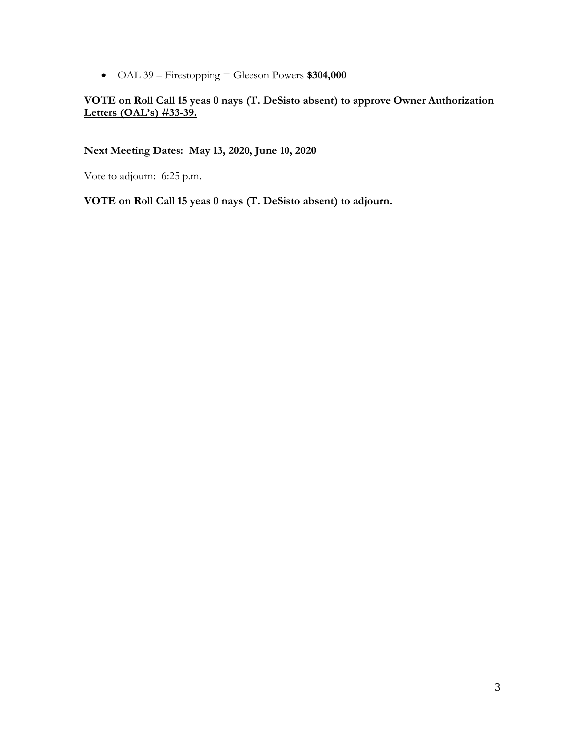- OAL 39 – Firestopping = Gleeson Powers **$304,000**

**VOTE on Roll Call 15 yeas 0 nays (T. DeSisto absent) to approve Owner Authorization Letters (OAL's) #33-39.**

**Next Meeting Dates: May 13, 2020, June 10, 2020**

Vote to adjourn: 6:25 p.m.

**VOTE on Roll Call 15 yeas 0 nays (T. DeSisto absent) to adjourn.**